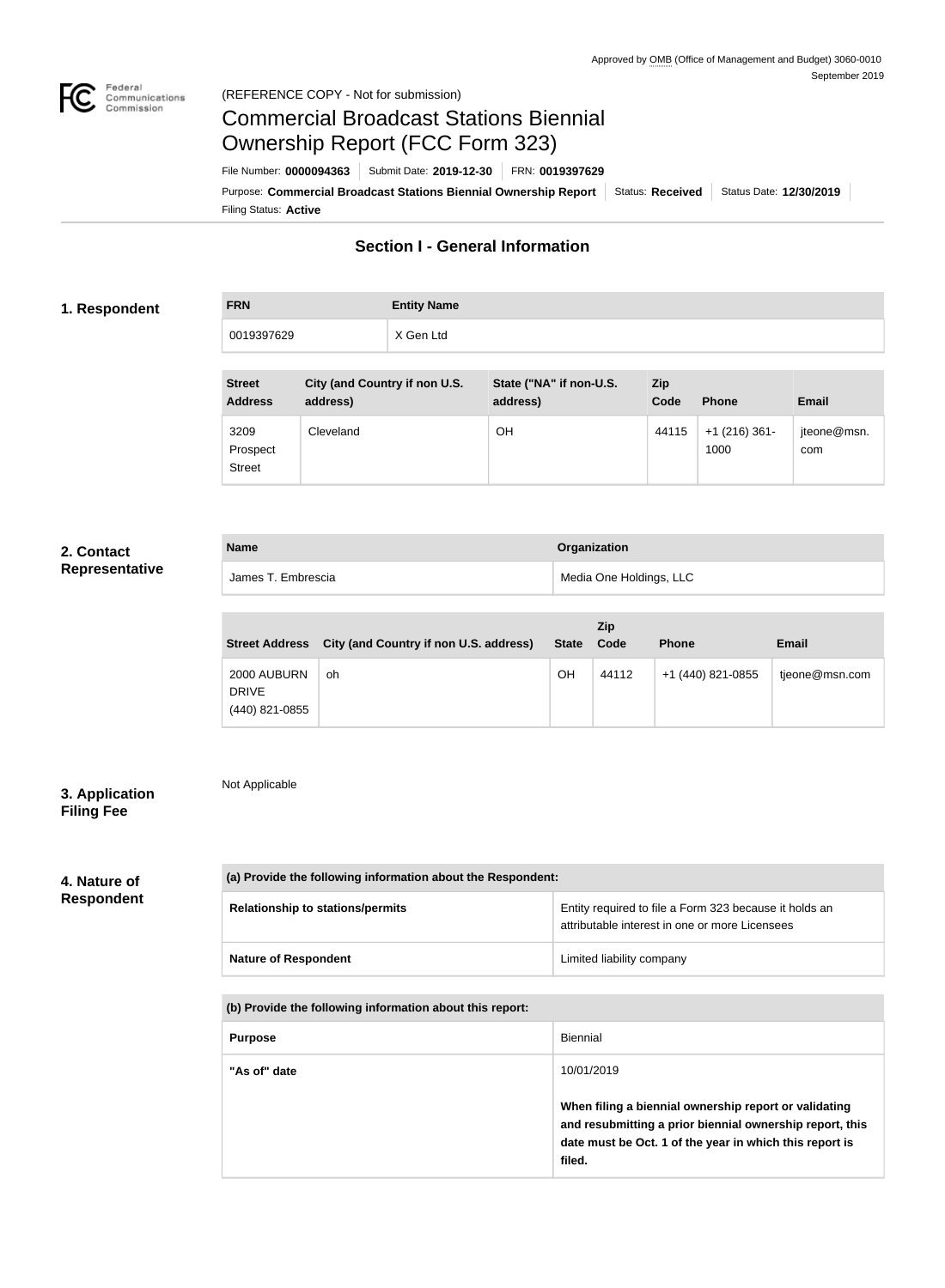Approved by OMB (Office of Management and Budget) 3060-0010
September 2019

(REFERENCE COPY - Not for submission)

# Commercial Broadcast Stations Biennial Ownership Report (FCC Form 323)

File Number: **0000094363** | Submit Date: **2019-12-30** | FRN: **0019397629**

Purpose: **Commercial Broadcast Stations Biennial Ownership Report** | Status: **Received** | Status Date: **12/30/2019**

Filing Status: **Active**

## Section I - General Information

### 1. Respondent

| FRN | Entity Name |
| --- | --- |
| 0019397629 | X Gen Ltd |

| Street Address | City (and Country if non U.S. address) | State ("NA" if non-U.S. address) | Zip Code | Phone | Email |
| --- | --- | --- | --- | --- | --- |
| 3209 Prospect Street | Cleveland | OH | 44115 | +1 (216) 361-1000 | jteone@msn.com |

### 2. Contact Representative

| Name | Organization |
| --- | --- |
| James T. Embrescia | Media One Holdings, LLC |

| Street Address | City (and Country if non U.S. address) | State | Zip Code | Phone | Email |
| --- | --- | --- | --- | --- | --- |
| 2000 AUBURN DRIVE (440) 821-0855 | oh | OH | 44112 | +1 (440) 821-0855 | tjeone@msn.com |

### 3. Application Filing Fee

Not Applicable

### 4. Nature of Respondent

| (a) Provide the following information about the Respondent: | |
| --- | --- |
| **Relationship to stations/permits** | Entity required to file a Form 323 because it holds an attributable interest in one or more Licensees |
| **Nature of Respondent** | Limited liability company |

| (b) Provide the following information about this report: | |
| --- | --- |
| **Purpose** | Biennial |
| **"As of" date** | 10/01/2019<br><br>**When filing a biennial ownership report or validating and resubmitting a prior biennial ownership report, this date must be Oct. 1 of the year in which this report is filed.** |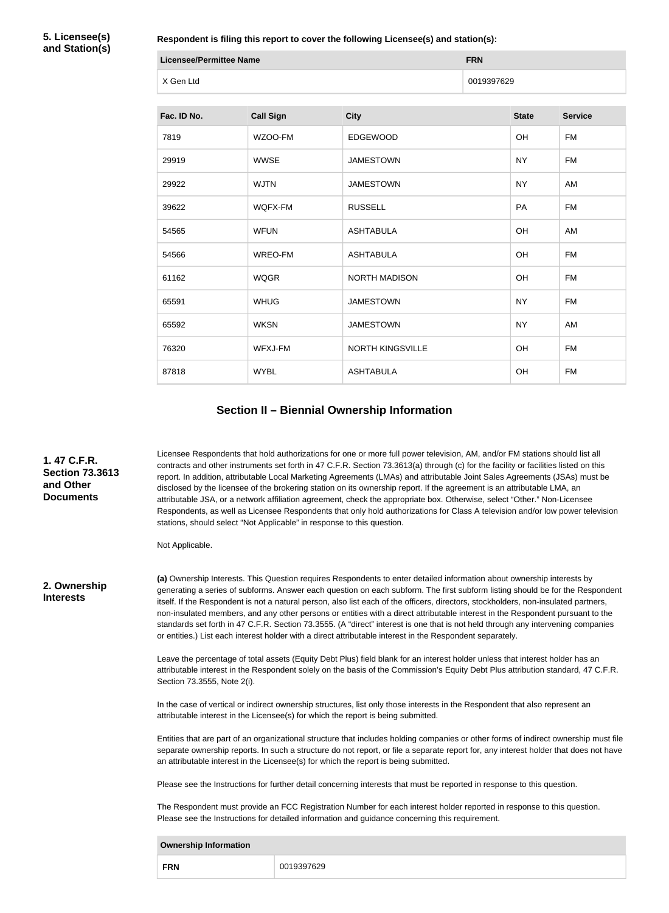**5. Licensee(s) and Station(s)**

**Respondent is filing this report to cover the following Licensee(s) and station(s):**

| Licensee/Permittee Name | FRN |
|---|---|
| X Gen Ltd | 0019397629 |

| Fac. ID No. | Call Sign | City | State | Service |
|---|---|---|---|---|
| 7819 | WZOO-FM | EDGEWOOD | OH | FM |
| 29919 | WWSE | JAMESTOWN | NY | FM |
| 29922 | WJTN | JAMESTOWN | NY | AM |
| 39622 | WQFX-FM | RUSSELL | PA | FM |
| 54565 | WFUN | ASHTABULA | OH | AM |
| 54566 | WREO-FM | ASHTABULA | OH | FM |
| 61162 | WQGR | NORTH MADISON | OH | FM |
| 65591 | WHUG | JAMESTOWN | NY | FM |
| 65592 | WKSN | JAMESTOWN | NY | AM |
| 76320 | WFXJ-FM | NORTH KINGSVILLE | OH | FM |
| 87818 | WYBL | ASHTABULA | OH | FM |

## Section II – Biennial Ownership Information

**1. 47 C.F.R. Section 73.3613 and Other Documents**

Licensee Respondents that hold authorizations for one or more full power television, AM, and/or FM stations should list all contracts and other instruments set forth in 47 C.F.R. Section 73.3613(a) through (c) for the facility or facilities listed on this report. In addition, attributable Local Marketing Agreements (LMAs) and attributable Joint Sales Agreements (JSAs) must be disclosed by the licensee of the brokering station on its ownership report. If the agreement is an attributable LMA, an attributable JSA, or a network affiliation agreement, check the appropriate box. Otherwise, select "Other." Non-Licensee Respondents, as well as Licensee Respondents that only hold authorizations for Class A television and/or low power television stations, should select "Not Applicable" in response to this question.

Not Applicable.

**2. Ownership Interests**

**(a)** Ownership Interests. This Question requires Respondents to enter detailed information about ownership interests by generating a series of subforms. Answer each question on each subform. The first subform listing should be for the Respondent itself. If the Respondent is not a natural person, also list each of the officers, directors, stockholders, non-insulated partners, non-insulated members, and any other persons or entities with a direct attributable interest in the Respondent pursuant to the standards set forth in 47 C.F.R. Section 73.3555. (A "direct" interest is one that is not held through any intervening companies or entities.) List each interest holder with a direct attributable interest in the Respondent separately.

Leave the percentage of total assets (Equity Debt Plus) field blank for an interest holder unless that interest holder has an attributable interest in the Respondent solely on the basis of the Commission's Equity Debt Plus attribution standard, 47 C.F.R. Section 73.3555, Note 2(i).

In the case of vertical or indirect ownership structures, list only those interests in the Respondent that also represent an attributable interest in the Licensee(s) for which the report is being submitted.

Entities that are part of an organizational structure that includes holding companies or other forms of indirect ownership must file separate ownership reports. In such a structure do not report, or file a separate report for, any interest holder that does not have an attributable interest in the Licensee(s) for which the report is being submitted.

Please see the Instructions for further detail concerning interests that must be reported in response to this question.

The Respondent must provide an FCC Registration Number for each interest holder reported in response to this question. Please see the Instructions for detailed information and guidance concerning this requirement.

| Ownership Information | |
|---|---|
| **FRN** | 0019397629 |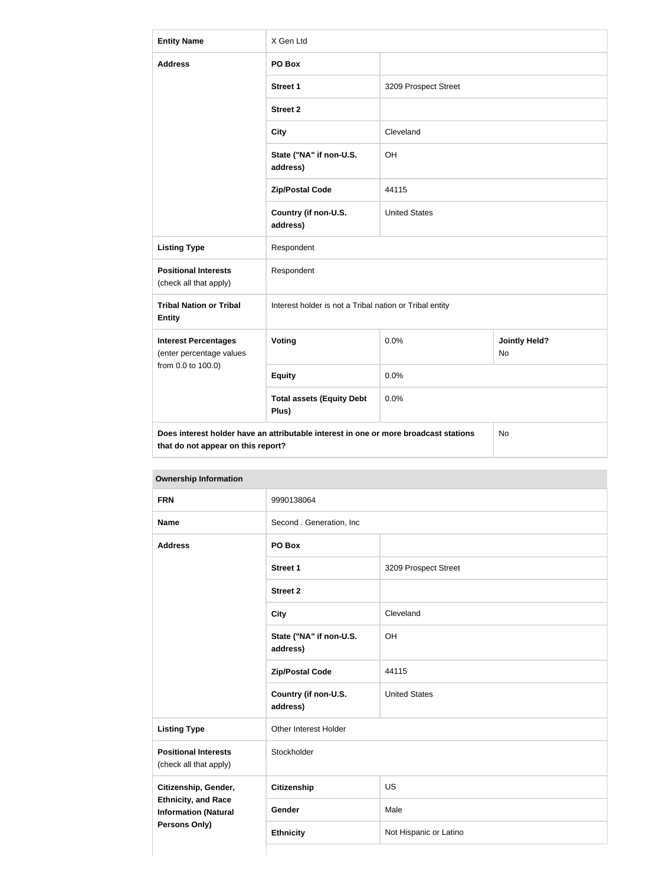| Entity Name | X Gen Ltd | | |
|---|---|---|---|
| Address | PO Box | | |
| | Street 1 | 3209 Prospect Street | |
| | Street 2 | | |
| | City | Cleveland | |
| | State ("NA" if non-U.S. address) | OH | |
| | Zip/Postal Code | 44115 | |
| | Country (if non-U.S. address) | United States | |
| Listing Type | Respondent | | |
| Positional Interests (check all that apply) | Respondent | | |
| Tribal Nation or Tribal Entity | Interest holder is not a Tribal nation or Tribal entity | | |
| Interest Percentages (enter percentage values from 0.0 to 100.0) | Voting | 0.0% | Jointly Held? No |
| | Equity | 0.0% | |
| | Total assets (Equity Debt Plus) | 0.0% | |
| Does interest holder have an attributable interest in one or more broadcast stations that do not appear on this report? | | | No |

| Ownership Information | | |
|---|---|---|
| FRN | 9990138064 | |
| Name | Second . Generation, Inc | |
| Address | PO Box | |
| | Street 1 | 3209 Prospect Street |
| | Street 2 | |
| | City | Cleveland |
| | State ("NA" if non-U.S. address) | OH |
| | Zip/Postal Code | 44115 |
| | Country (if non-U.S. address) | United States |
| Listing Type | Other Interest Holder | |
| Positional Interests (check all that apply) | Stockholder | |
| Citizenship, Gender, Ethnicity, and Race Information (Natural Persons Only) | Citizenship | US |
| | Gender | Male |
| | Ethnicity | Not Hispanic or Latino |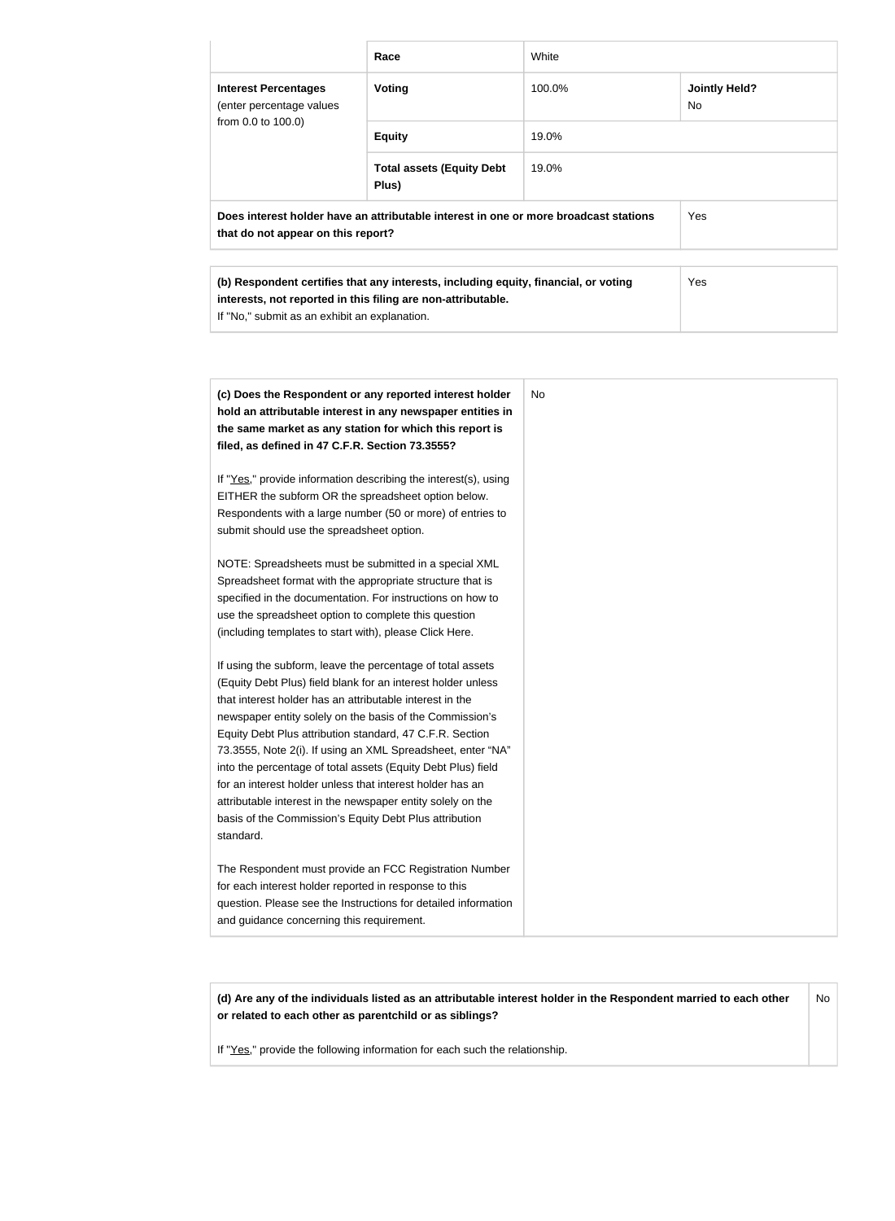| | Race | White | |
|---|---|---|---|
| **Interest Percentages** (enter percentage values from 0.0 to 100.0) | **Voting** | 100.0% | **Jointly Held?** No |
| | **Equity** | 19.0% | |
| | **Total assets (Equity Debt Plus)** | 19.0% | |
| **Does interest holder have an attributable interest in one or more broadcast stations that do not appear on this report?** | | | Yes |

| | |
|---|---|
| **(b) Respondent certifies that any interests, including equity, financial, or voting interests, not reported in this filing are non-attributable.** If "No," submit as an exhibit an explanation. | Yes |

| | |
|---|---|
| **(c) Does the Respondent or any reported interest holder hold an attributable interest in any newspaper entities in the same market as any station for which this report is filed, as defined in 47 C.F.R. Section 73.3555?**<br><br>If "Yes," provide information describing the interest(s), using EITHER the subform OR the spreadsheet option below. Respondents with a large number (50 or more) of entries to submit should use the spreadsheet option.<br><br>NOTE: Spreadsheets must be submitted in a special XML Spreadsheet format with the appropriate structure that is specified in the documentation. For instructions on how to use the spreadsheet option to complete this question (including templates to start with), please Click Here.<br><br>If using the subform, leave the percentage of total assets (Equity Debt Plus) field blank for an interest holder unless that interest holder has an attributable interest in the newspaper entity solely on the basis of the Commission's Equity Debt Plus attribution standard, 47 C.F.R. Section 73.3555, Note 2(i). If using an XML Spreadsheet, enter "NA" into the percentage of total assets (Equity Debt Plus) field for an interest holder unless that interest holder has an attributable interest in the newspaper entity solely on the basis of the Commission's Equity Debt Plus attribution standard.<br><br>The Respondent must provide an FCC Registration Number for each interest holder reported in response to this question. Please see the Instructions for detailed information and guidance concerning this requirement. | No |

| | |
|---|---|
| **(d) Are any of the individuals listed as an attributable interest holder in the Respondent married to each other or related to each other as parentchild or as siblings?**<br><br>If "Yes," provide the following information for each such the relationship. | No |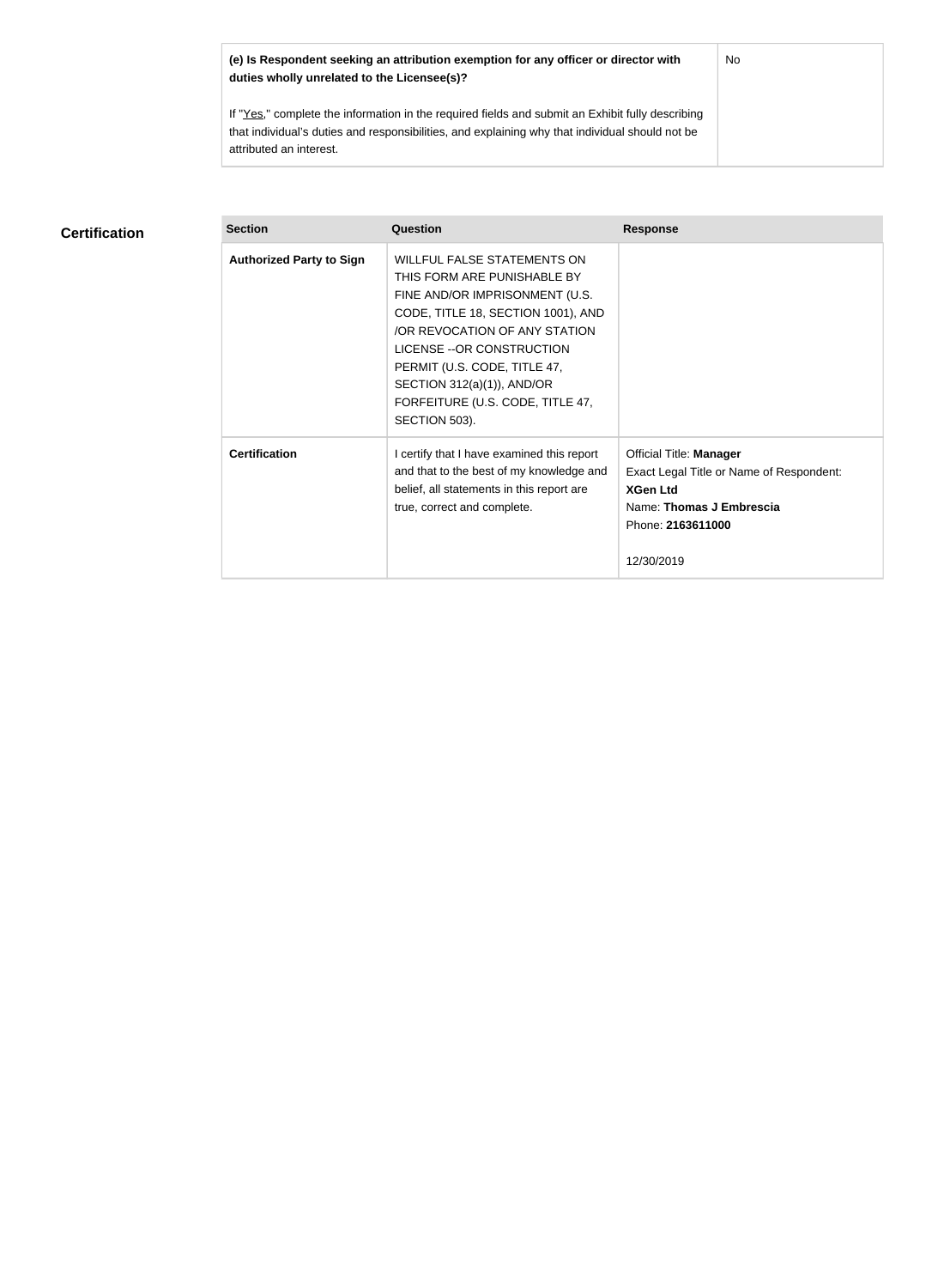| | |
|---|---|
| **(e) Is Respondent seeking an attribution exemption for any officer or director with duties wholly unrelated to the Licensee(s)?**<br><br>If "Yes," complete the information in the required fields and submit an Exhibit fully describing that individual's duties and responsibilities, and explaining why that individual should not be attributed an interest. | No |

## Certification

| Section | Question | Response |
|---|---|---|
| **Authorized Party to Sign** | WILLFUL FALSE STATEMENTS ON THIS FORM ARE PUNISHABLE BY FINE AND/OR IMPRISONMENT (U.S. CODE, TITLE 18, SECTION 1001), AND /OR REVOCATION OF ANY STATION LICENSE --OR CONSTRUCTION PERMIT (U.S. CODE, TITLE 47, SECTION 312(a)(1)), AND/OR FORFEITURE (U.S. CODE, TITLE 47, SECTION 503). | |
| **Certification** | I certify that I have examined this report and that to the best of my knowledge and belief, all statements in this report are true, correct and complete. | Official Title: **Manager**<br>Exact Legal Title or Name of Respondent: **XGen Ltd**<br>Name: **Thomas J Embrescia**<br>Phone: **2163611000**<br><br>12/30/2019 |